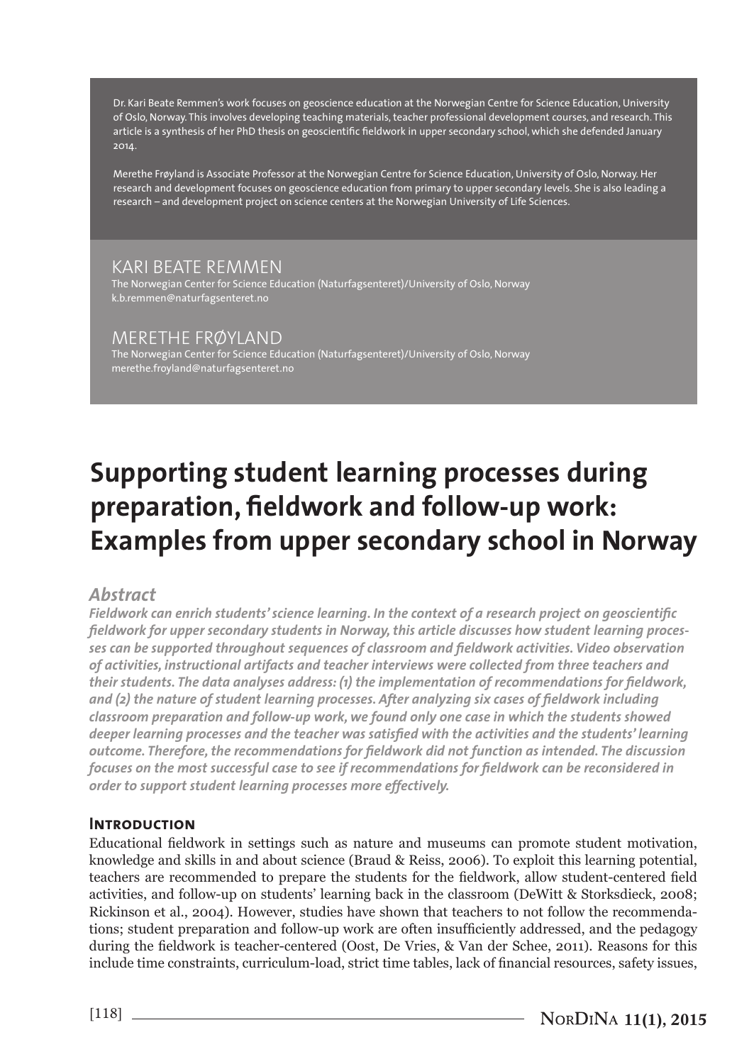Dr. Kari Beate Remmen's work focuses on geoscience education at the Norwegian Centre for Science Education, University of Oslo, Norway. This involves developing teaching materials, teacher professional development courses, and research. This article is a synthesis of her PhD thesis on geoscientific fieldwork in upper secondary school, which she defended January 2014.

Merethe Frøyland is Associate Professor at the Norwegian Centre for Science Education, University of Oslo, Norway. Her research and development focuses on geoscience education from primary to upper secondary levels. She is also leading a research – and development project on science centers at the Norwegian University of Life Sciences.

KARI BEATE REMMEN
The Norwegian Center for Science Education (Naturfagsenteret)/University of Oslo, Norway
k.b.remmen@naturfagsenteret.no

MERETHE FRØYLAND
The Norwegian Center for Science Education (Naturfagsenteret)/University of Oslo, Norway
merethe.froyland@naturfagsenteret.no

# Supporting student learning processes during preparation, fieldwork and follow-up work: Examples from upper secondary school in Norway

## Abstract

***Fieldwork can enrich students' science learning. In the context of a research project on geoscientific fieldwork for upper secondary students in Norway, this article discusses how student learning processes can be supported throughout sequences of classroom and fieldwork activities. Video observation of activities, instructional artifacts and teacher interviews were collected from three teachers and their students. The data analyses address: (1) the implementation of recommendations for fieldwork, and (2) the nature of student learning processes. After analyzing six cases of fieldwork including classroom preparation and follow-up work, we found only one case in which the students showed deeper learning processes and the teacher was satisfied with the activities and the students' learning outcome. Therefore, the recommendations for fieldwork did not function as intended. The discussion focuses on the most successful case to see if recommendations for fieldwork can be reconsidered in order to support student learning processes more effectively.***

## Introduction

Educational fieldwork in settings such as nature and museums can promote student motivation, knowledge and skills in and about science (Braud & Reiss, 2006). To exploit this learning potential, teachers are recommended to prepare the students for the fieldwork, allow student-centered field activities, and follow-up on students' learning back in the classroom (DeWitt & Storksdieck, 2008; Rickinson et al., 2004). However, studies have shown that teachers to not follow the recommendations; student preparation and follow-up work are often insufficiently addressed, and the pedagogy during the fieldwork is teacher-centered (Oost, De Vries, & Van der Schee, 2011). Reasons for this include time constraints, curriculum-load, strict time tables, lack of financial resources, safety issues,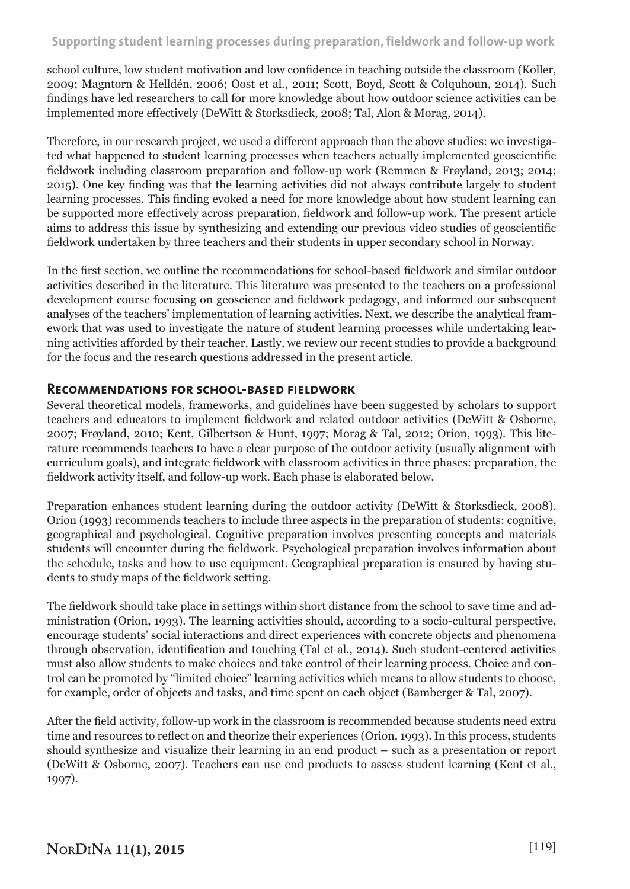school culture, low student motivation and low confidence in teaching outside the classroom (Koller, 2009; Magntorn & Helldén, 2006; Oost et al., 2011; Scott, Boyd, Scott & Colquhoun, 2014). Such findings have led researchers to call for more knowledge about how outdoor science activities can be implemented more effectively (DeWitt & Storksdieck, 2008; Tal, Alon & Morag, 2014).

Therefore, in our research project, we used a different approach than the above studies: we investigated what happened to student learning processes when teachers actually implemented geoscientific fieldwork including classroom preparation and follow-up work (Remmen & Frøyland, 2013; 2014; 2015). One key finding was that the learning activities did not always contribute largely to student learning processes. This finding evoked a need for more knowledge about how student learning can be supported more effectively across preparation, fieldwork and follow-up work. The present article aims to address this issue by synthesizing and extending our previous video studies of geoscientific fieldwork undertaken by three teachers and their students in upper secondary school in Norway.

In the first section, we outline the recommendations for school-based fieldwork and similar outdoor activities described in the literature. This literature was presented to the teachers on a professional development course focusing on geoscience and fieldwork pedagogy, and informed our subsequent analyses of the teachers' implementation of learning activities. Next, we describe the analytical framework that was used to investigate the nature of student learning processes while undertaking learning activities afforded by their teacher. Lastly, we review our recent studies to provide a background for the focus and the research questions addressed in the present article.

## Recommendations for school-based fieldwork

Several theoretical models, frameworks, and guidelines have been suggested by scholars to support teachers and educators to implement fieldwork and related outdoor activities (DeWitt & Osborne, 2007; Frøyland, 2010; Kent, Gilbertson & Hunt, 1997; Morag & Tal, 2012; Orion, 1993). This literature recommends teachers to have a clear purpose of the outdoor activity (usually alignment with curriculum goals), and integrate fieldwork with classroom activities in three phases: preparation, the fieldwork activity itself, and follow-up work. Each phase is elaborated below.

Preparation enhances student learning during the outdoor activity (DeWitt & Storksdieck, 2008). Orion (1993) recommends teachers to include three aspects in the preparation of students: cognitive, geographical and psychological. Cognitive preparation involves presenting concepts and materials students will encounter during the fieldwork. Psychological preparation involves information about the schedule, tasks and how to use equipment. Geographical preparation is ensured by having students to study maps of the fieldwork setting.

The fieldwork should take place in settings within short distance from the school to save time and administration (Orion, 1993). The learning activities should, according to a socio-cultural perspective, encourage students' social interactions and direct experiences with concrete objects and phenomena through observation, identification and touching (Tal et al., 2014). Such student-centered activities must also allow students to make choices and take control of their learning process. Choice and control can be promoted by "limited choice" learning activities which means to allow students to choose, for example, order of objects and tasks, and time spent on each object (Bamberger & Tal, 2007).

After the field activity, follow-up work in the classroom is recommended because students need extra time and resources to reflect on and theorize their experiences (Orion, 1993). In this process, students should synthesize and visualize their learning in an end product – such as a presentation or report (DeWitt & Osborne, 2007). Teachers can use end products to assess student learning (Kent et al., 1997).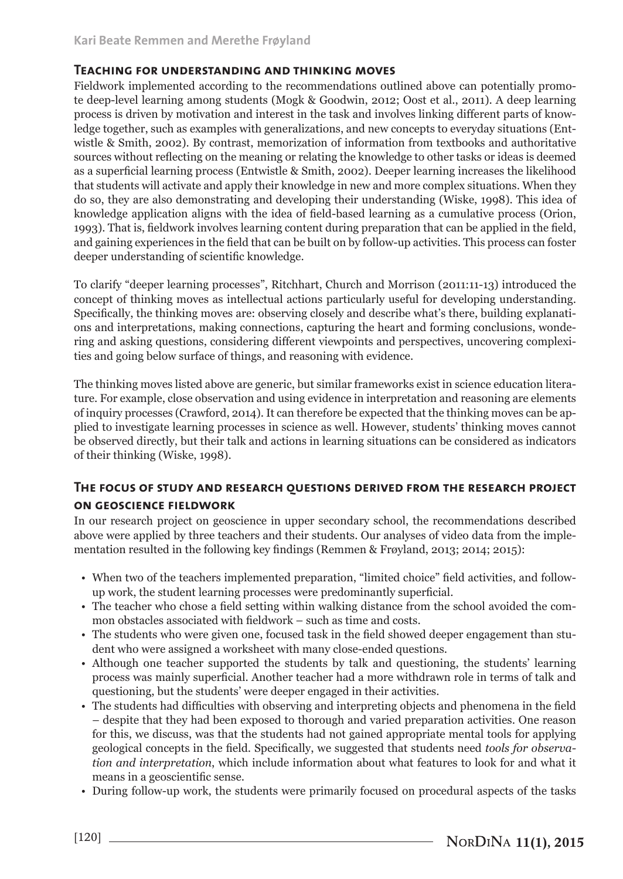## Teaching for understanding and thinking moves

Fieldwork implemented according to the recommendations outlined above can potentially promote deep-level learning among students (Mogk & Goodwin, 2012; Oost et al., 2011). A deep learning process is driven by motivation and interest in the task and involves linking different parts of knowledge together, such as examples with generalizations, and new concepts to everyday situations (Entwistle & Smith, 2002). By contrast, memorization of information from textbooks and authoritative sources without reflecting on the meaning or relating the knowledge to other tasks or ideas is deemed as a superficial learning process (Entwistle & Smith, 2002). Deeper learning increases the likelihood that students will activate and apply their knowledge in new and more complex situations. When they do so, they are also demonstrating and developing their understanding (Wiske, 1998). This idea of knowledge application aligns with the idea of field-based learning as a cumulative process (Orion, 1993). That is, fieldwork involves learning content during preparation that can be applied in the field, and gaining experiences in the field that can be built on by follow-up activities. This process can foster deeper understanding of scientific knowledge.

To clarify "deeper learning processes", Ritchhart, Church and Morrison (2011:11-13) introduced the concept of thinking moves as intellectual actions particularly useful for developing understanding. Specifically, the thinking moves are: observing closely and describe what's there, building explanations and interpretations, making connections, capturing the heart and forming conclusions, wondering and asking questions, considering different viewpoints and perspectives, uncovering complexities and going below surface of things, and reasoning with evidence.

The thinking moves listed above are generic, but similar frameworks exist in science education literature. For example, close observation and using evidence in interpretation and reasoning are elements of inquiry processes (Crawford, 2014). It can therefore be expected that the thinking moves can be applied to investigate learning processes in science as well. However, students' thinking moves cannot be observed directly, but their talk and actions in learning situations can be considered as indicators of their thinking (Wiske, 1998).

## The focus of study and research questions derived from the research project on geoscience fieldwork

In our research project on geoscience in upper secondary school, the recommendations described above were applied by three teachers and their students. Our analyses of video data from the implementation resulted in the following key findings (Remmen & Frøyland, 2013; 2014; 2015):

- When two of the teachers implemented preparation, "limited choice" field activities, and follow-up work, the student learning processes were predominantly superficial.
- The teacher who chose a field setting within walking distance from the school avoided the common obstacles associated with fieldwork – such as time and costs.
- The students who were given one, focused task in the field showed deeper engagement than student who were assigned a worksheet with many close-ended questions.
- Although one teacher supported the students by talk and questioning, the students' learning process was mainly superficial. Another teacher had a more withdrawn role in terms of talk and questioning, but the students' were deeper engaged in their activities.
- The students had difficulties with observing and interpreting objects and phenomena in the field – despite that they had been exposed to thorough and varied preparation activities. One reason for this, we discuss, was that the students had not gained appropriate mental tools for applying geological concepts in the field. Specifically, we suggested that students need *tools for observation and interpretation*, which include information about what features to look for and what it means in a geoscientific sense.
- During follow-up work, the students were primarily focused on procedural aspects of the tasks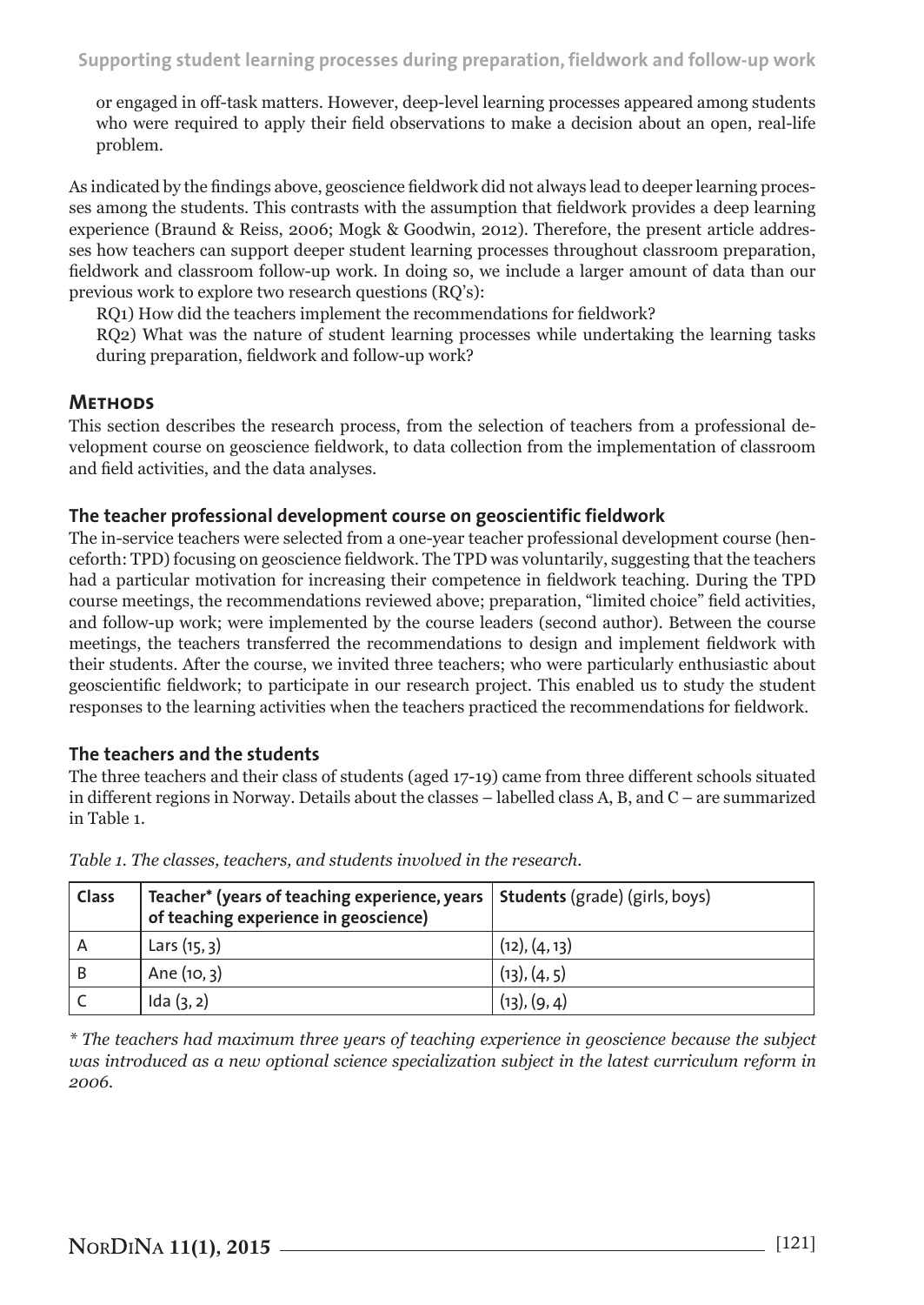or engaged in off-task matters. However, deep-level learning processes appeared among students who were required to apply their field observations to make a decision about an open, real-life problem.

As indicated by the findings above, geoscience fieldwork did not always lead to deeper learning processes among the students. This contrasts with the assumption that fieldwork provides a deep learning experience (Braund & Reiss, 2006; Mogk & Goodwin, 2012). Therefore, the present article addresses how teachers can support deeper student learning processes throughout classroom preparation, fieldwork and classroom follow-up work. In doing so, we include a larger amount of data than our previous work to explore two research questions (RQ's):

RQ1) How did the teachers implement the recommendations for fieldwork?

RQ2) What was the nature of student learning processes while undertaking the learning tasks during preparation, fieldwork and follow-up work?

## Methods

This section describes the research process, from the selection of teachers from a professional development course on geoscience fieldwork, to data collection from the implementation of classroom and field activities, and the data analyses.

### The teacher professional development course on geoscientific fieldwork

The in-service teachers were selected from a one-year teacher professional development course (henceforth: TPD) focusing on geoscience fieldwork. The TPD was voluntarily, suggesting that the teachers had a particular motivation for increasing their competence in fieldwork teaching. During the TPD course meetings, the recommendations reviewed above; preparation, "limited choice" field activities, and follow-up work; were implemented by the course leaders (second author). Between the course meetings, the teachers transferred the recommendations to design and implement fieldwork with their students. After the course, we invited three teachers; who were particularly enthusiastic about geoscientific fieldwork; to participate in our research project. This enabled us to study the student responses to the learning activities when the teachers practiced the recommendations for fieldwork.

### The teachers and the students

The three teachers and their class of students (aged 17-19) came from three different schools situated in different regions in Norway. Details about the classes – labelled class A, B, and C – are summarized in Table 1.

*Table 1. The classes, teachers, and students involved in the research.*

| Class | Teacher* (years of teaching experience, years of teaching experience in geoscience) | Students (grade) (girls, boys) |
|---|---|---|
| A | Lars (15, 3) | (12), (4, 13) |
| B | Ane (10, 3) | (13), (4, 5) |
| C | Ida (3, 2) | (13), (9, 4) |

*\* The teachers had maximum three years of teaching experience in geoscience because the subject was introduced as a new optional science specialization subject in the latest curriculum reform in 2006.*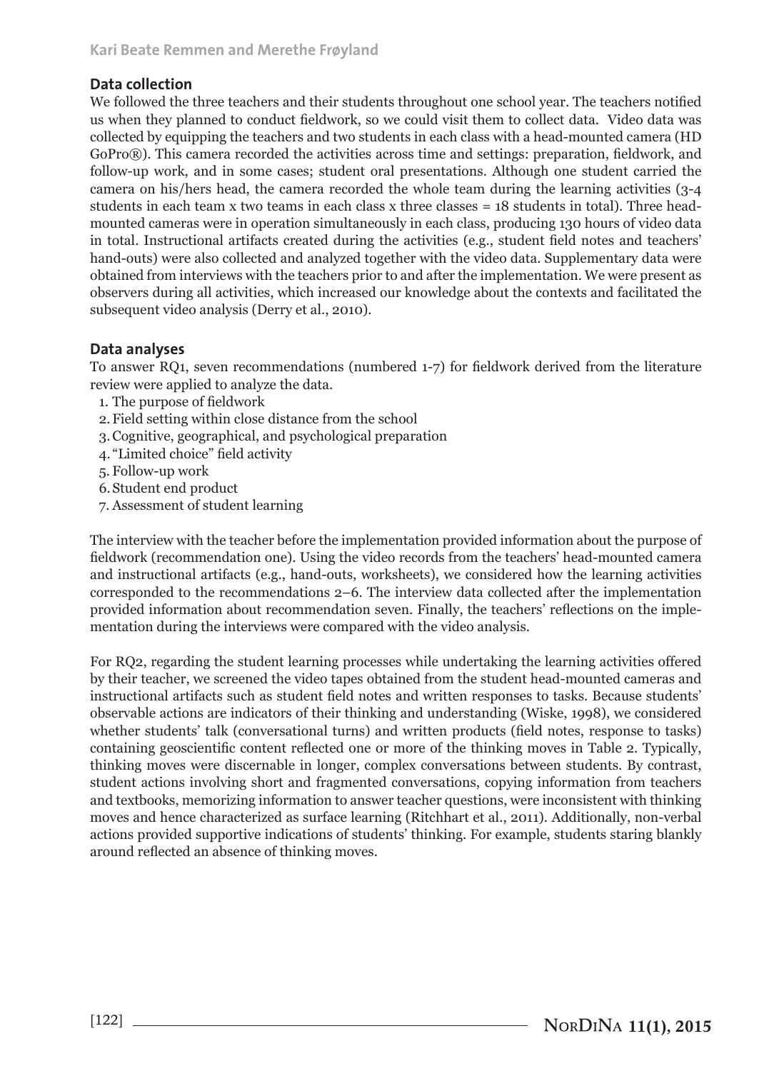## Data collection

We followed the three teachers and their students throughout one school year. The teachers notified us when they planned to conduct fieldwork, so we could visit them to collect data. Video data was collected by equipping the teachers and two students in each class with a head-mounted camera (HD GoPro®). This camera recorded the activities across time and settings: preparation, fieldwork, and follow-up work, and in some cases; student oral presentations. Although one student carried the camera on his/hers head, the camera recorded the whole team during the learning activities (3-4 students in each team x two teams in each class x three classes = 18 students in total). Three head-mounted cameras were in operation simultaneously in each class, producing 130 hours of video data in total. Instructional artifacts created during the activities (e.g., student field notes and teachers' hand-outs) were also collected and analyzed together with the video data. Supplementary data were obtained from interviews with the teachers prior to and after the implementation. We were present as observers during all activities, which increased our knowledge about the contexts and facilitated the subsequent video analysis (Derry et al., 2010).

## Data analyses

To answer RQ1, seven recommendations (numbered 1-7) for fieldwork derived from the literature review were applied to analyze the data.

1. The purpose of fieldwork
2. Field setting within close distance from the school
3. Cognitive, geographical, and psychological preparation
4. "Limited choice" field activity
5. Follow-up work
6. Student end product
7. Assessment of student learning

The interview with the teacher before the implementation provided information about the purpose of fieldwork (recommendation one). Using the video records from the teachers' head-mounted camera and instructional artifacts (e.g., hand-outs, worksheets), we considered how the learning activities corresponded to the recommendations 2–6. The interview data collected after the implementation provided information about recommendation seven. Finally, the teachers' reflections on the implementation during the interviews were compared with the video analysis.

For RQ2, regarding the student learning processes while undertaking the learning activities offered by their teacher, we screened the video tapes obtained from the student head-mounted cameras and instructional artifacts such as student field notes and written responses to tasks. Because students' observable actions are indicators of their thinking and understanding (Wiske, 1998), we considered whether students' talk (conversational turns) and written products (field notes, response to tasks) containing geoscientific content reflected one or more of the thinking moves in Table 2. Typically, thinking moves were discernable in longer, complex conversations between students. By contrast, student actions involving short and fragmented conversations, copying information from teachers and textbooks, memorizing information to answer teacher questions, were inconsistent with thinking moves and hence characterized as surface learning (Ritchhart et al., 2011). Additionally, non-verbal actions provided supportive indications of students' thinking. For example, students staring blankly around reflected an absence of thinking moves.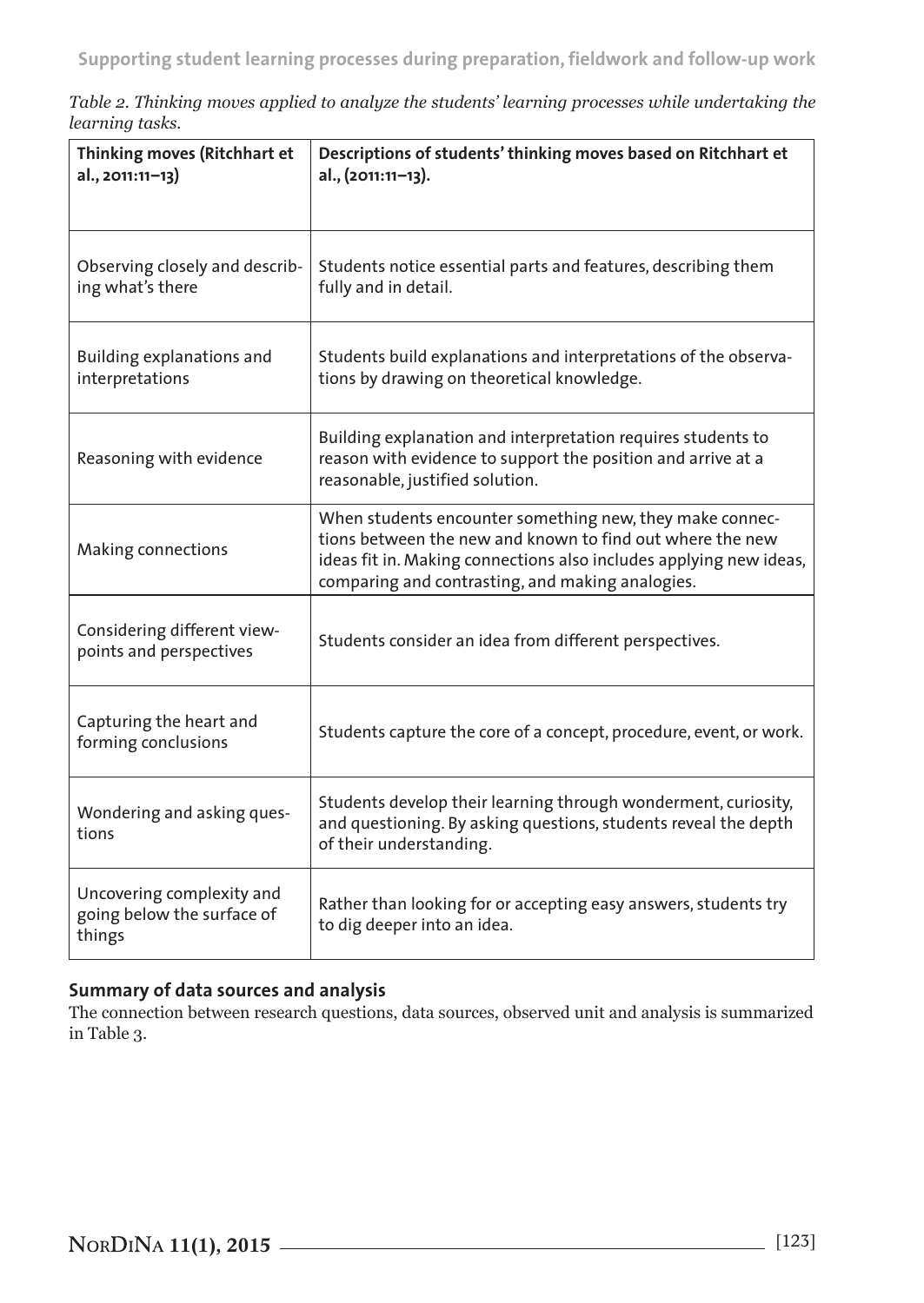*Table 2. Thinking moves applied to analyze the students' learning processes while undertaking the learning tasks.*

| **Thinking moves (Ritchhart et al., 2011:11–13)** | **Descriptions of students' thinking moves based on Ritchhart et al., (2011:11–13).** |
|---|---|
| Observing closely and describing what's there | Students notice essential parts and features, describing them fully and in detail. |
| Building explanations and interpretations | Students build explanations and interpretations of the observations by drawing on theoretical knowledge. |
| Reasoning with evidence | Building explanation and interpretation requires students to reason with evidence to support the position and arrive at a reasonable, justified solution. |
| Making connections | When students encounter something new, they make connections between the new and known to find out where the new ideas fit in. Making connections also includes applying new ideas, comparing and contrasting, and making analogies. |
| Considering different viewpoints and perspectives | Students consider an idea from different perspectives. |
| Capturing the heart and forming conclusions | Students capture the core of a concept, procedure, event, or work. |
| Wondering and asking questions | Students develop their learning through wonderment, curiosity, and questioning. By asking questions, students reveal the depth of their understanding. |
| Uncovering complexity and going below the surface of things | Rather than looking for or accepting easy answers, students try to dig deeper into an idea. |

### Summary of data sources and analysis

The connection between research questions, data sources, observed unit and analysis is summarized in Table 3.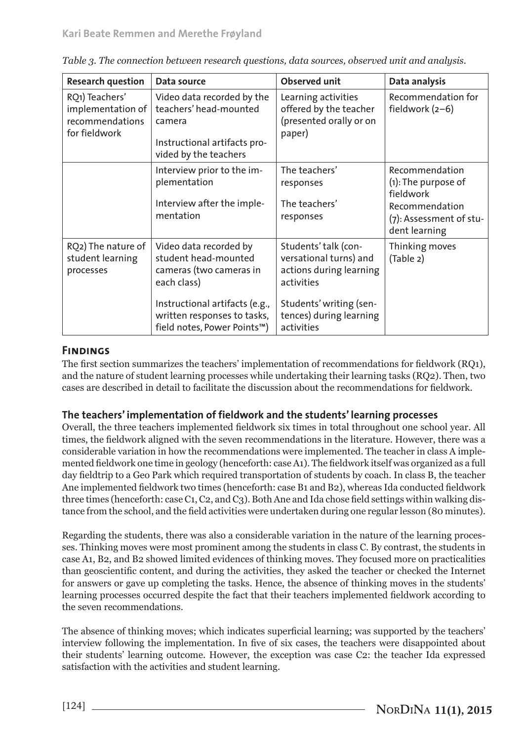*Table 3. The connection between research questions, data sources, observed unit and analysis.*

| Research question | Data source | Observed unit | Data analysis |
|---|---|---|---|
| RQ1) Teachers' implementation of recommendations for fieldwork | Video data recorded by the teachers' head-mounted camera<br><br>Instructional artifacts provided by the teachers | Learning activities offered by the teacher (presented orally or on paper) | Recommendation for fieldwork (2–6) |
| | Interview prior to the implementation<br><br>Interview after the implementation | The teachers' responses<br><br>The teachers' responses | Recommendation (1): The purpose of fieldwork<br>Recommendation (7): Assessment of student learning |
| RQ2) The nature of student learning processes | Video data recorded by student head-mounted cameras (two cameras in each class)<br><br>Instructional artifacts (e.g., written responses to tasks, field notes, Power Points™) | Students' talk (conversational turns) and actions during learning activities<br><br>Students' writing (sentences) during learning activities | Thinking moves (Table 2) |

## Findings

The first section summarizes the teachers' implementation of recommendations for fieldwork (RQ1), and the nature of student learning processes while undertaking their learning tasks (RQ2). Then, two cases are described in detail to facilitate the discussion about the recommendations for fieldwork.

### The teachers' implementation of fieldwork and the students' learning processes

Overall, the three teachers implemented fieldwork six times in total throughout one school year. All times, the fieldwork aligned with the seven recommendations in the literature. However, there was a considerable variation in how the recommendations were implemented. The teacher in class A implemented fieldwork one time in geology (henceforth: case A1). The fieldwork itself was organized as a full day fieldtrip to a Geo Park which required transportation of students by coach. In class B, the teacher Ane implemented fieldwork two times (henceforth: case B1 and B2), whereas Ida conducted fieldwork three times (henceforth: case C1, C2, and C3). Both Ane and Ida chose field settings within walking distance from the school, and the field activities were undertaken during one regular lesson (80 minutes).

Regarding the students, there was also a considerable variation in the nature of the learning processes. Thinking moves were most prominent among the students in class C. By contrast, the students in case A1, B2, and B2 showed limited evidences of thinking moves. They focused more on practicalities than geoscientific content, and during the activities, they asked the teacher or checked the Internet for answers or gave up completing the tasks. Hence, the absence of thinking moves in the students' learning processes occurred despite the fact that their teachers implemented fieldwork according to the seven recommendations.

The absence of thinking moves; which indicates superficial learning; was supported by the teachers' interview following the implementation. In five of six cases, the teachers were disappointed about their students' learning outcome. However, the exception was case C2: the teacher Ida expressed satisfaction with the activities and student learning.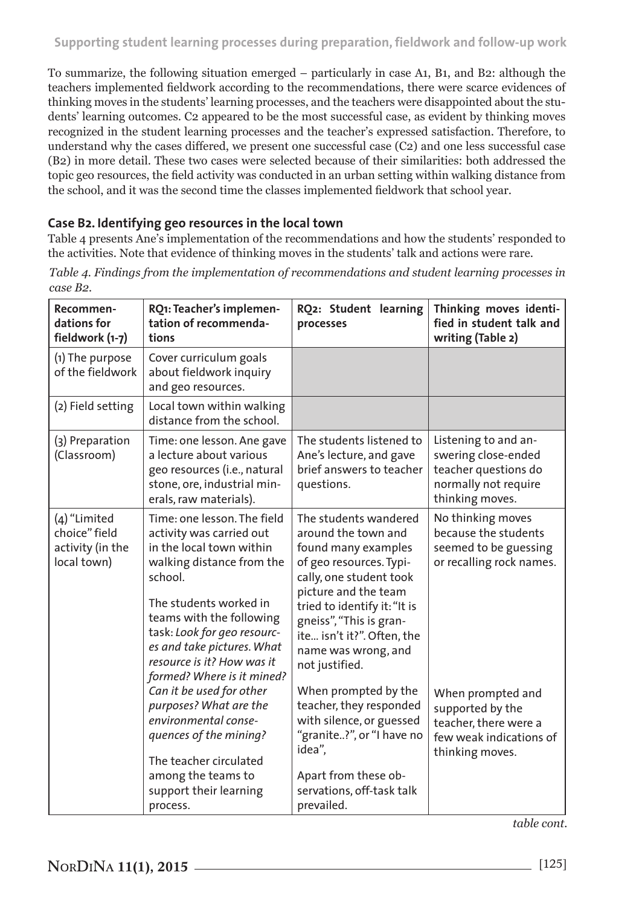To summarize, the following situation emerged – particularly in case A1, B1, and B2: although the teachers implemented fieldwork according to the recommendations, there were scarce evidences of thinking moves in the students' learning processes, and the teachers were disappointed about the students' learning outcomes. C2 appeared to be the most successful case, as evident by thinking moves recognized in the student learning processes and the teacher's expressed satisfaction. Therefore, to understand why the cases differed, we present one successful case (C2) and one less successful case (B2) in more detail. These two cases were selected because of their similarities: both addressed the topic geo resources, the field activity was conducted in an urban setting within walking distance from the school, and it was the second time the classes implemented fieldwork that school year.

### Case B2. Identifying geo resources in the local town

Table 4 presents Ane's implementation of the recommendations and how the students' responded to the activities. Note that evidence of thinking moves in the students' talk and actions were rare.

*Table 4. Findings from the implementation of recommendations and student learning processes in case B2.*

| Recommendations for fieldwork (1-7) | RQ1: Teacher's implementation of recommendations | RQ2: Student learning processes | Thinking moves identified in student talk and writing (Table 2) |
|---|---|---|---|
| (1) The purpose of the fieldwork | Cover curriculum goals about fieldwork inquiry and geo resources. | | |
| (2) Field setting | Local town within walking distance from the school. | | |
| (3) Preparation (Classroom) | Time: one lesson. Ane gave a lecture about various geo resources (i.e., natural stone, ore, industrial minerals, raw materials). | The students listened to Ane's lecture, and gave brief answers to teacher questions. | Listening to and answering close-ended teacher questions do normally not require thinking moves. |
| (4) "Limited choice" field activity (in the local town) | Time: one lesson. The field activity was carried out in the local town within walking distance from the school. The students worked in teams with the following task: *Look for geo resources and take pictures. What resource is it? How was it formed? Where is it mined? Can it be used for other purposes? What are the environmental consequences of the mining?* The teacher circulated among the teams to support their learning process. | The students wandered around the town and found many examples of geo resources. Typically, one student took picture and the team tried to identify it: "It is gneiss", "This is granite... isn't it?". Often, the name was wrong, and not justified. When prompted by the teacher, they responded with silence, or guessed "granite..?", or "I have no idea", Apart from these observations, off-task talk prevailed. | No thinking moves because the students seemed to be guessing or recalling rock names. When prompted and supported by the teacher, there were a few weak indications of thinking moves. |

*table cont.*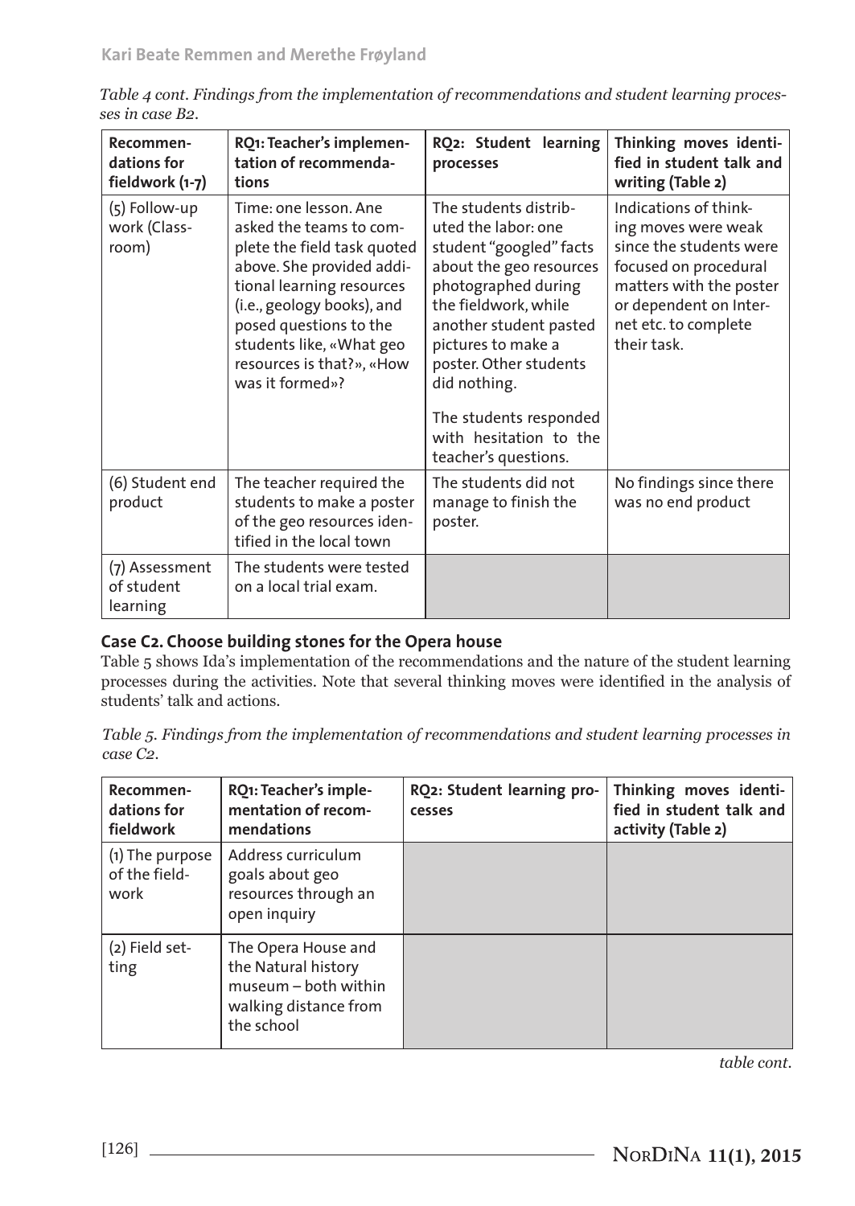*Table 4 cont. Findings from the implementation of recommendations and student learning processes in case B2.*

| Recommendations for fieldwork (1-7) | RQ1: Teacher's implementation of recommendations | RQ2: Student learning processes | Thinking moves identified in student talk and writing (Table 2) |
|---|---|---|---|
| (5) Follow-up work (Classroom) | Time: one lesson. Ane asked the teams to complete the field task quoted above. She provided additional learning resources (i.e., geology books), and posed questions to the students like, «What geo resources is that?», «How was it formed»? | The students distributed the labor: one student "googled" facts about the geo resources photographed during the fieldwork, while another student pasted pictures to make a poster. Other students did nothing.<br><br>The students responded with hesitation to the teacher's questions. | Indications of thinking moves were weak since the students were focused on procedural matters with the poster or dependent on Internet etc. to complete their task. |
| (6) Student end product | The teacher required the students to make a poster of the geo resources identified in the local town | The students did not manage to finish the poster. | No findings since there was no end product |
| (7) Assessment of student learning | The students were tested on a local trial exam. | | |

## Case C2. Choose building stones for the Opera house

Table 5 shows Ida's implementation of the recommendations and the nature of the student learning processes during the activities. Note that several thinking moves were identified in the analysis of students' talk and actions.

*Table 5. Findings from the implementation of recommendations and student learning processes in case C2.*

| Recommendations for fieldwork | RQ1: Teacher's implementation of recommendations | RQ2: Student learning processes | Thinking moves identified in student talk and activity (Table 2) |
|---|---|---|---|
| (1) The purpose of the fieldwork | Address curriculum goals about geo resources through an open inquiry | | |
| (2) Field setting | The Opera House and the Natural history museum – both within walking distance from the school | | |

*table cont.*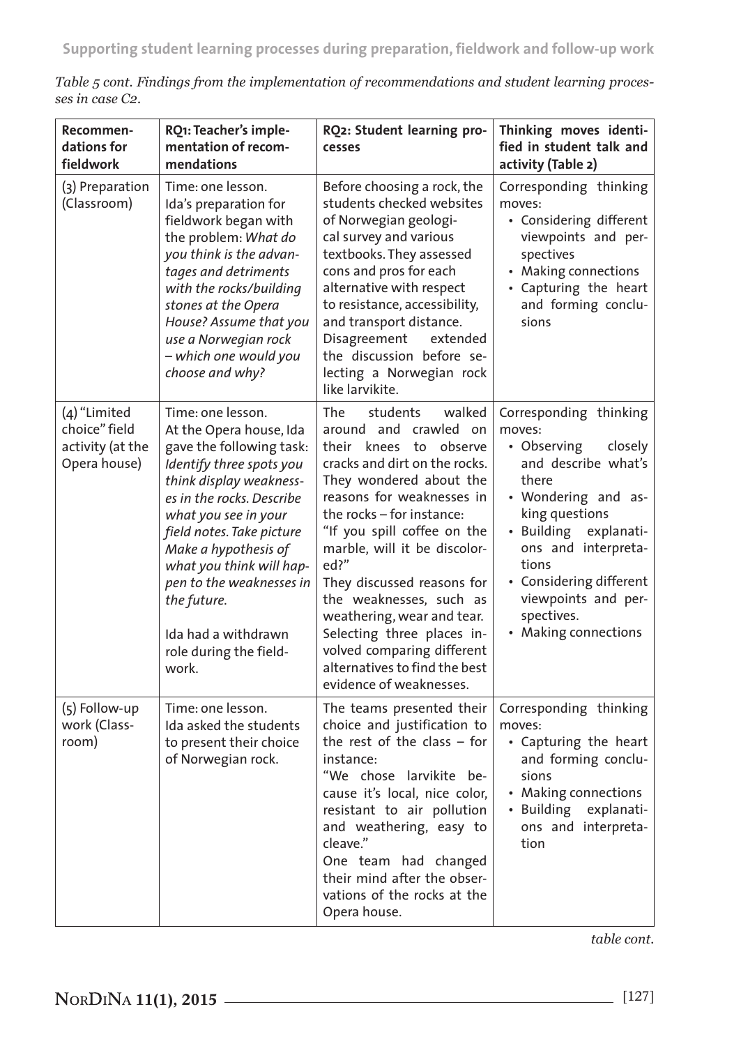*Table 5 cont. Findings from the implementation of recommendations and student learning processes in case C2.*

| Recommendations for fieldwork | RQ1: Teacher's implementation of recommendations | RQ2: Student learning processes | Thinking moves identified in student talk and activity (Table 2) |
|---|---|---|---|
| (3) Preparation (Classroom) | Time: one lesson.<br>Ida's preparation for fieldwork began with the problem: *What do you think is the advantages and detriments with the rocks/building stones at the Opera House? Assume that you use a Norwegian rock – which one would you choose and why?* | Before choosing a rock, the students checked websites of Norwegian geological survey and various textbooks. They assessed cons and pros for each alternative with respect to resistance, accessibility, and transport distance. Disagreement extended the discussion before selecting a Norwegian rock like larvikite. | Corresponding thinking moves:<br>• Considering different viewpoints and perspectives<br>• Making connections<br>• Capturing the heart and forming conclusions |
| (4) "Limited choice" field activity (at the Opera house) | Time: one lesson.<br>At the Opera house, Ida gave the following task: *Identify three spots you think display weaknesses in the rocks. Describe what you see in your field notes. Take picture Make a hypothesis of what you think will happen to the weaknesses in the future.*<br><br>Ida had a withdrawn role during the fieldwork. | The students walked around and crawled on their knees to observe cracks and dirt on the rocks. They wondered about the reasons for weaknesses in the rocks – for instance: "If you spill coffee on the marble, will it be discolored?"<br>They discussed reasons for the weaknesses, such as weathering, wear and tear. Selecting three places involved comparing different alternatives to find the best evidence of weaknesses. | Corresponding thinking moves:<br>• Observing closely and describe what's there<br>• Wondering and asking questions<br>• Building explanations and interpretations<br>• Considering different viewpoints and perspectives.<br>• Making connections |
| (5) Follow-up work (Classroom) | Time: one lesson.<br>Ida asked the students to present their choice of Norwegian rock. | The teams presented their choice and justification to the rest of the class – for instance:<br>"We chose larvikite because it's local, nice color, resistant to air pollution and weathering, easy to cleave."<br>One team had changed their mind after the observations of the rocks at the Opera house. | Corresponding thinking moves:<br>• Capturing the heart and forming conclusions<br>• Making connections<br>• Building explanations and interpretation |

*table cont.*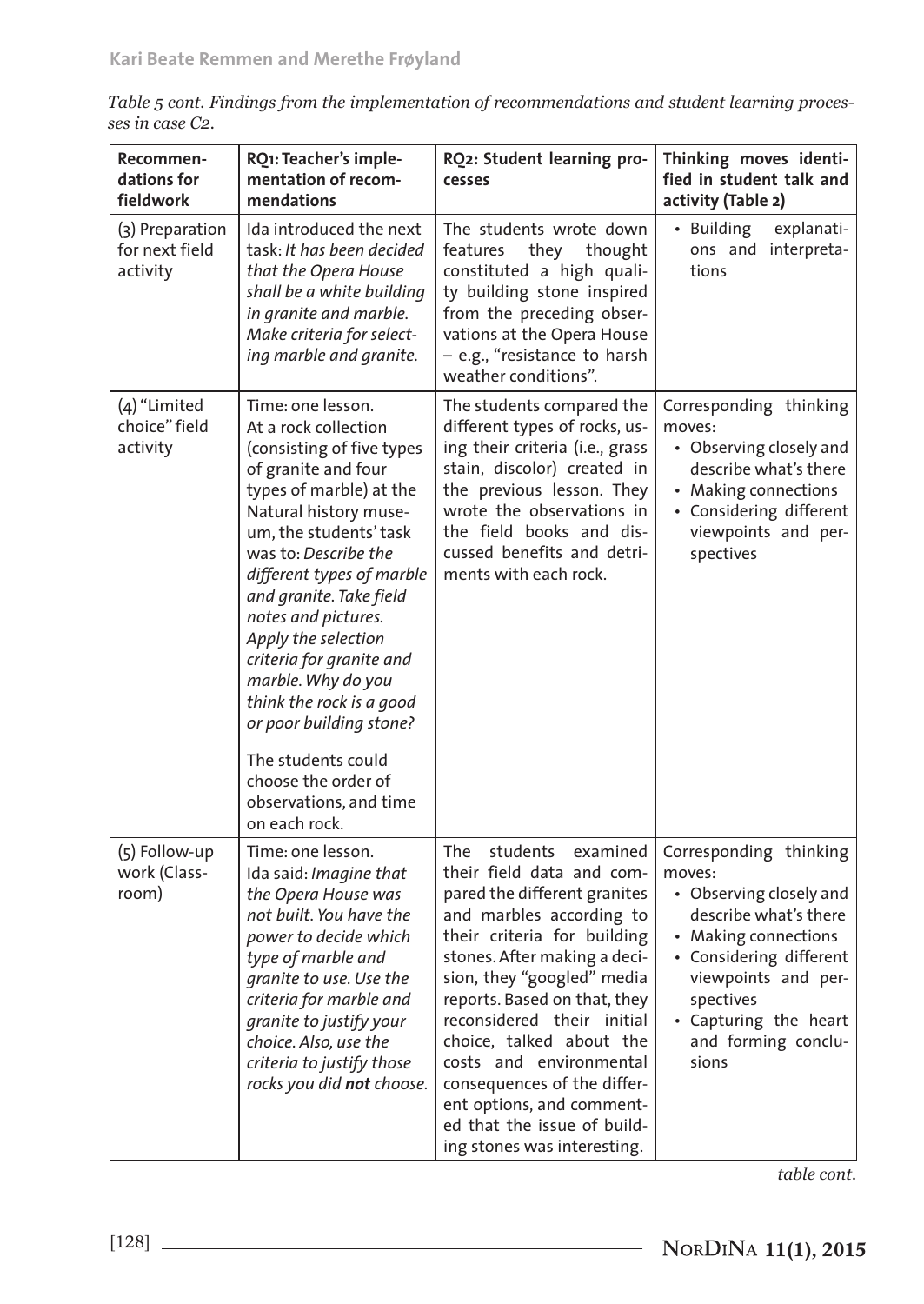*Table 5 cont. Findings from the implementation of recommendations and student learning processes in case C2.*

| Recommendations for fieldwork | RQ1: Teacher's implementation of recommendations | RQ2: Student learning processes | Thinking moves identified in student talk and activity (Table 2) |
|---|---|---|---|
| (3) Preparation for next field activity | Ida introduced the next task: *It has been decided that the Opera House shall be a white building in granite and marble. Make criteria for selecting marble and granite.* | The students wrote down features they thought constituted a high quality building stone inspired from the preceding observations at the Opera House – e.g., "resistance to harsh weather conditions". | • Building explanations and interpretations |
| (4) "Limited choice" field activity | Time: one lesson. At a rock collection (consisting of five types of granite and four types of marble) at the Natural history museum, the students' task was to: *Describe the different types of marble and granite. Take field notes and pictures. Apply the selection criteria for granite and marble. Why do you think the rock is a good or poor building stone?* The students could choose the order of observations, and time on each rock. | The students compared the different types of rocks, using their criteria (i.e., grass stain, discolor) created in the previous lesson. They wrote the observations in the field books and discussed benefits and detriments with each rock. | Corresponding thinking moves: • Observing closely and describe what's there • Making connections • Considering different viewpoints and perspectives |
| (5) Follow-up work (Classroom) | Time: one lesson. Ida said: *Imagine that the Opera House was not built. You have the power to decide which type of marble and granite to use. Use the criteria for marble and granite to justify your choice. Also, use the criteria to justify those rocks you did **not** choose.* | The students examined their field data and compared the different granites and marbles according to their criteria for building stones. After making a decision, they "googled" media reports. Based on that, they reconsidered their initial choice, talked about the costs and environmental consequences of the different options, and commented that the issue of building stones was interesting. | Corresponding thinking moves: • Observing closely and describe what's there • Making connections • Considering different viewpoints and perspectives • Capturing the heart and forming conclusions |

*table cont.*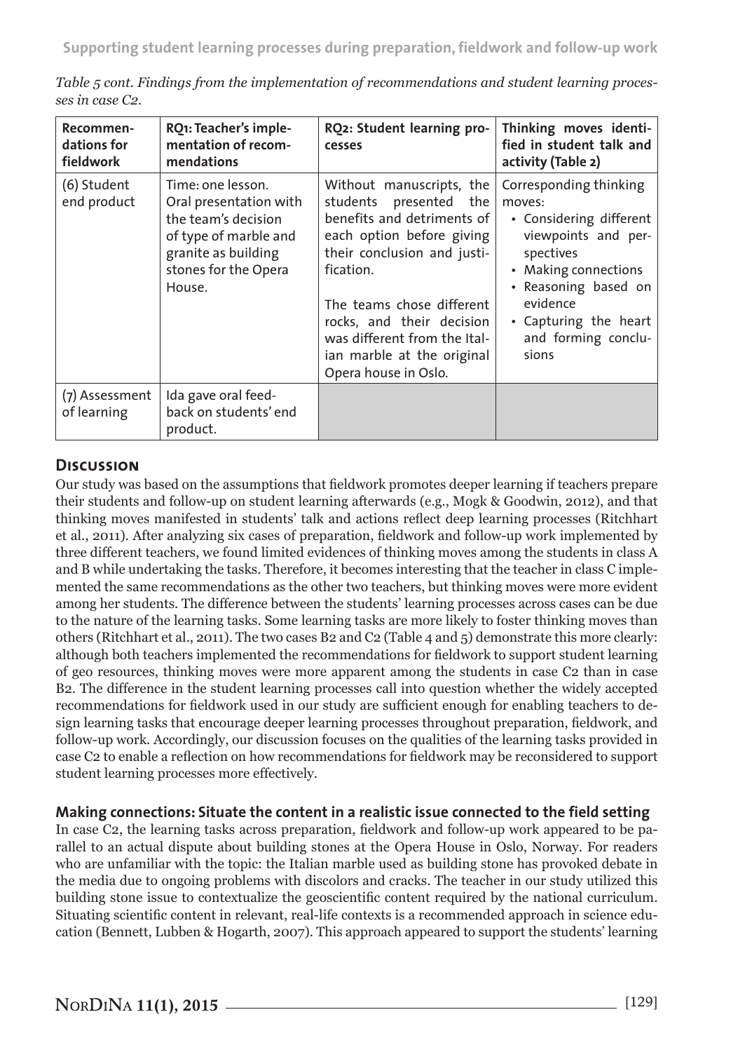*Table 5 cont. Findings from the implementation of recommendations and student learning processes in case C2.*

| Recommendations for fieldwork | RQ1: Teacher's implementation of recommendations | RQ2: Student learning processes | Thinking moves identified in student talk and activity (Table 2) |
|---|---|---|---|
| (6) Student end product | Time: one lesson. Oral presentation with the team's decision of type of marble and granite as building stones for the Opera House. | Without manuscripts, the students presented the benefits and detriments of each option before giving their conclusion and justification.<br><br>The teams chose different rocks, and their decision was different from the Italian marble at the original Opera house in Oslo. | Corresponding thinking moves:<br>• Considering different viewpoints and perspectives<br>• Making connections<br>• Reasoning based on evidence<br>• Capturing the heart and forming conclusions |
| (7) Assessment of learning | Ida gave oral feedback on students' end product. | | |

## Discussion

Our study was based on the assumptions that fieldwork promotes deeper learning if teachers prepare their students and follow-up on student learning afterwards (e.g., Mogk & Goodwin, 2012), and that thinking moves manifested in students' talk and actions reflect deep learning processes (Ritchhart et al., 2011). After analyzing six cases of preparation, fieldwork and follow-up work implemented by three different teachers, we found limited evidences of thinking moves among the students in class A and B while undertaking the tasks. Therefore, it becomes interesting that the teacher in class C implemented the same recommendations as the other two teachers, but thinking moves were more evident among her students. The difference between the students' learning processes across cases can be due to the nature of the learning tasks. Some learning tasks are more likely to foster thinking moves than others (Ritchhart et al., 2011). The two cases B2 and C2 (Table 4 and 5) demonstrate this more clearly: although both teachers implemented the recommendations for fieldwork to support student learning of geo resources, thinking moves were more apparent among the students in case C2 than in case B2. The difference in the student learning processes call into question whether the widely accepted recommendations for fieldwork used in our study are sufficient enough for enabling teachers to design learning tasks that encourage deeper learning processes throughout preparation, fieldwork, and follow-up work. Accordingly, our discussion focuses on the qualities of the learning tasks provided in case C2 to enable a reflection on how recommendations for fieldwork may be reconsidered to support student learning processes more effectively.

### Making connections: Situate the content in a realistic issue connected to the field setting

In case C2, the learning tasks across preparation, fieldwork and follow-up work appeared to be parallel to an actual dispute about building stones at the Opera House in Oslo, Norway. For readers who are unfamiliar with the topic: the Italian marble used as building stone has provoked debate in the media due to ongoing problems with discolors and cracks. The teacher in our study utilized this building stone issue to contextualize the geoscientific content required by the national curriculum. Situating scientific content in relevant, real-life contexts is a recommended approach in science education (Bennett, Lubben & Hogarth, 2007). This approach appeared to support the students' learning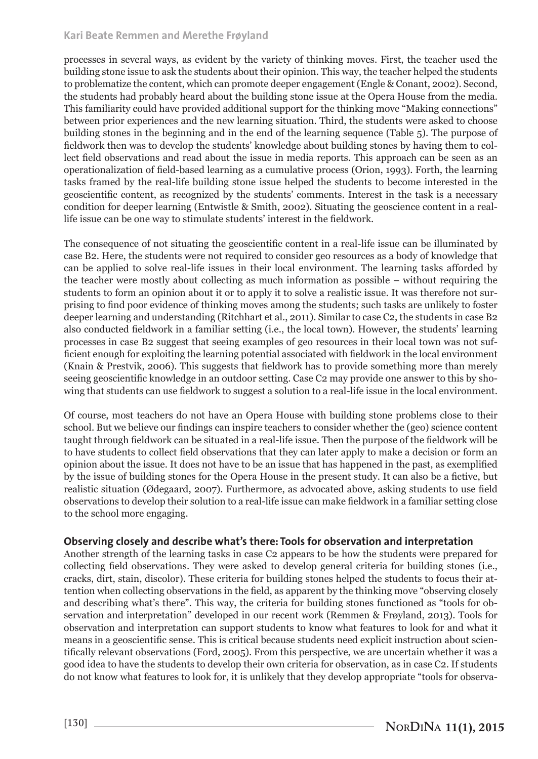processes in several ways, as evident by the variety of thinking moves. First, the teacher used the building stone issue to ask the students about their opinion. This way, the teacher helped the students to problematize the content, which can promote deeper engagement (Engle & Conant, 2002). Second, the students had probably heard about the building stone issue at the Opera House from the media. This familiarity could have provided additional support for the thinking move "Making connections" between prior experiences and the new learning situation. Third, the students were asked to choose building stones in the beginning and in the end of the learning sequence (Table 5). The purpose of fieldwork then was to develop the students' knowledge about building stones by having them to collect field observations and read about the issue in media reports. This approach can be seen as an operationalization of field-based learning as a cumulative process (Orion, 1993). Forth, the learning tasks framed by the real-life building stone issue helped the students to become interested in the geoscientific content, as recognized by the students' comments. Interest in the task is a necessary condition for deeper learning (Entwistle & Smith, 2002). Situating the geoscience content in a real-life issue can be one way to stimulate students' interest in the fieldwork.

The consequence of not situating the geoscientific content in a real-life issue can be illuminated by case B2. Here, the students were not required to consider geo resources as a body of knowledge that can be applied to solve real-life issues in their local environment. The learning tasks afforded by the teacher were mostly about collecting as much information as possible – without requiring the students to form an opinion about it or to apply it to solve a realistic issue. It was therefore not surprising to find poor evidence of thinking moves among the students; such tasks are unlikely to foster deeper learning and understanding (Ritchhart et al., 2011). Similar to case C2, the students in case B2 also conducted fieldwork in a familiar setting (i.e., the local town). However, the students' learning processes in case B2 suggest that seeing examples of geo resources in their local town was not sufficient enough for exploiting the learning potential associated with fieldwork in the local environment (Knain & Prestvik, 2006). This suggests that fieldwork has to provide something more than merely seeing geoscientific knowledge in an outdoor setting. Case C2 may provide one answer to this by showing that students can use fieldwork to suggest a solution to a real-life issue in the local environment.

Of course, most teachers do not have an Opera House with building stone problems close to their school. But we believe our findings can inspire teachers to consider whether the (geo) science content taught through fieldwork can be situated in a real-life issue. Then the purpose of the fieldwork will be to have students to collect field observations that they can later apply to make a decision or form an opinion about the issue. It does not have to be an issue that has happened in the past, as exemplified by the issue of building stones for the Opera House in the present study. It can also be a fictive, but realistic situation (Ødegaard, 2007). Furthermore, as advocated above, asking students to use field observations to develop their solution to a real-life issue can make fieldwork in a familiar setting close to the school more engaging.

### Observing closely and describe what's there: Tools for observation and interpretation

Another strength of the learning tasks in case C2 appears to be how the students were prepared for collecting field observations. They were asked to develop general criteria for building stones (i.e., cracks, dirt, stain, discolor). These criteria for building stones helped the students to focus their attention when collecting observations in the field, as apparent by the thinking move "observing closely and describing what's there". This way, the criteria for building stones functioned as "tools for observation and interpretation" developed in our recent work (Remmen & Frøyland, 2013). Tools for observation and interpretation can support students to know what features to look for and what it means in a geoscientific sense. This is critical because students need explicit instruction about scientifically relevant observations (Ford, 2005). From this perspective, we are uncertain whether it was a good idea to have the students to develop their own criteria for observation, as in case C2. If students do not know what features to look for, it is unlikely that they develop appropriate "tools for observa-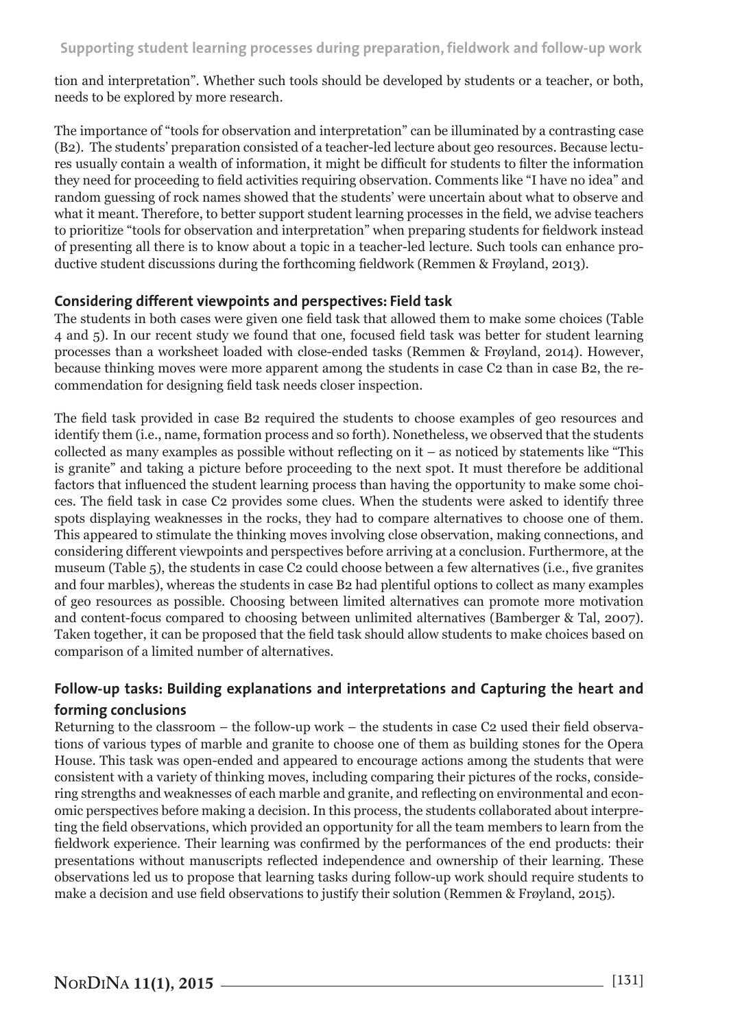tion and interpretation". Whether such tools should be developed by students or a teacher, or both, needs to be explored by more research.

The importance of "tools for observation and interpretation" can be illuminated by a contrasting case (B2). The students' preparation consisted of a teacher-led lecture about geo resources. Because lectures usually contain a wealth of information, it might be difficult for students to filter the information they need for proceeding to field activities requiring observation. Comments like "I have no idea" and random guessing of rock names showed that the students' were uncertain about what to observe and what it meant. Therefore, to better support student learning processes in the field, we advise teachers to prioritize "tools for observation and interpretation" when preparing students for fieldwork instead of presenting all there is to know about a topic in a teacher-led lecture. Such tools can enhance productive student discussions during the forthcoming fieldwork (Remmen & Frøyland, 2013).

### Considering different viewpoints and perspectives: Field task

The students in both cases were given one field task that allowed them to make some choices (Table 4 and 5). In our recent study we found that one, focused field task was better for student learning processes than a worksheet loaded with close-ended tasks (Remmen & Frøyland, 2014). However, because thinking moves were more apparent among the students in case C2 than in case B2, the recommendation for designing field task needs closer inspection.

The field task provided in case B2 required the students to choose examples of geo resources and identify them (i.e., name, formation process and so forth). Nonetheless, we observed that the students collected as many examples as possible without reflecting on it – as noticed by statements like "This is granite" and taking a picture before proceeding to the next spot. It must therefore be additional factors that influenced the student learning process than having the opportunity to make some choices. The field task in case C2 provides some clues. When the students were asked to identify three spots displaying weaknesses in the rocks, they had to compare alternatives to choose one of them. This appeared to stimulate the thinking moves involving close observation, making connections, and considering different viewpoints and perspectives before arriving at a conclusion. Furthermore, at the museum (Table 5), the students in case C2 could choose between a few alternatives (i.e., five granites and four marbles), whereas the students in case B2 had plentiful options to collect as many examples of geo resources as possible. Choosing between limited alternatives can promote more motivation and content-focus compared to choosing between unlimited alternatives (Bamberger & Tal, 2007). Taken together, it can be proposed that the field task should allow students to make choices based on comparison of a limited number of alternatives.

### Follow-up tasks: Building explanations and interpretations and Capturing the heart and forming conclusions

Returning to the classroom – the follow-up work – the students in case C2 used their field observations of various types of marble and granite to choose one of them as building stones for the Opera House. This task was open-ended and appeared to encourage actions among the students that were consistent with a variety of thinking moves, including comparing their pictures of the rocks, considering strengths and weaknesses of each marble and granite, and reflecting on environmental and economic perspectives before making a decision. In this process, the students collaborated about interpreting the field observations, which provided an opportunity for all the team members to learn from the fieldwork experience. Their learning was confirmed by the performances of the end products: their presentations without manuscripts reflected independence and ownership of their learning. These observations led us to propose that learning tasks during follow-up work should require students to make a decision and use field observations to justify their solution (Remmen & Frøyland, 2015).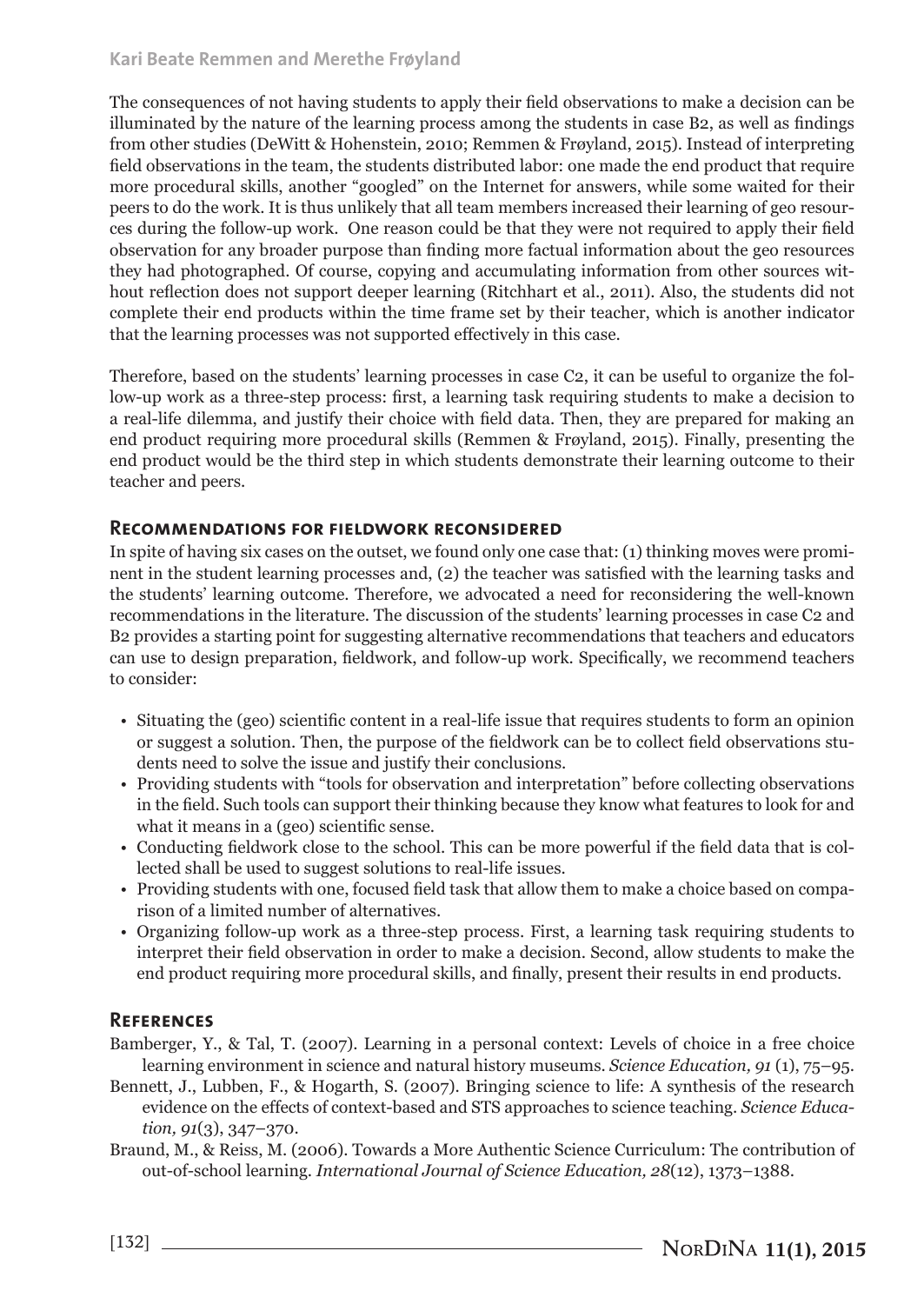The consequences of not having students to apply their field observations to make a decision can be illuminated by the nature of the learning process among the students in case B2, as well as findings from other studies (DeWitt & Hohenstein, 2010; Remmen & Frøyland, 2015). Instead of interpreting field observations in the team, the students distributed labor: one made the end product that require more procedural skills, another "googled" on the Internet for answers, while some waited for their peers to do the work. It is thus unlikely that all team members increased their learning of geo resources during the follow-up work. One reason could be that they were not required to apply their field observation for any broader purpose than finding more factual information about the geo resources they had photographed. Of course, copying and accumulating information from other sources without reflection does not support deeper learning (Ritchhart et al., 2011). Also, the students did not complete their end products within the time frame set by their teacher, which is another indicator that the learning processes was not supported effectively in this case.

Therefore, based on the students' learning processes in case C2, it can be useful to organize the follow-up work as a three-step process: first, a learning task requiring students to make a decision to a real-life dilemma, and justify their choice with field data. Then, they are prepared for making an end product requiring more procedural skills (Remmen & Frøyland, 2015). Finally, presenting the end product would be the third step in which students demonstrate their learning outcome to their teacher and peers.

## Recommendations for fieldwork reconsidered

In spite of having six cases on the outset, we found only one case that: (1) thinking moves were prominent in the student learning processes and, (2) the teacher was satisfied with the learning tasks and the students' learning outcome. Therefore, we advocated a need for reconsidering the well-known recommendations in the literature. The discussion of the students' learning processes in case C2 and B2 provides a starting point for suggesting alternative recommendations that teachers and educators can use to design preparation, fieldwork, and follow-up work. Specifically, we recommend teachers to consider:

- Situating the (geo) scientific content in a real-life issue that requires students to form an opinion or suggest a solution. Then, the purpose of the fieldwork can be to collect field observations students need to solve the issue and justify their conclusions.
- Providing students with "tools for observation and interpretation" before collecting observations in the field. Such tools can support their thinking because they know what features to look for and what it means in a (geo) scientific sense.
- Conducting fieldwork close to the school. This can be more powerful if the field data that is collected shall be used to suggest solutions to real-life issues.
- Providing students with one, focused field task that allow them to make a choice based on comparison of a limited number of alternatives.
- Organizing follow-up work as a three-step process. First, a learning task requiring students to interpret their field observation in order to make a decision. Second, allow students to make the end product requiring more procedural skills, and finally, present their results in end products.

## References

Bamberger, Y., & Tal, T. (2007). Learning in a personal context: Levels of choice in a free choice learning environment in science and natural history museums. *Science Education, 91* (1), 75–95.

Bennett, J., Lubben, F., & Hogarth, S. (2007). Bringing science to life: A synthesis of the research evidence on the effects of context-based and STS approaches to science teaching. *Science Education, 91*(3), 347–370.

Braund, M., & Reiss, M. (2006). Towards a More Authentic Science Curriculum: The contribution of out-of-school learning. *International Journal of Science Education, 28*(12), 1373–1388.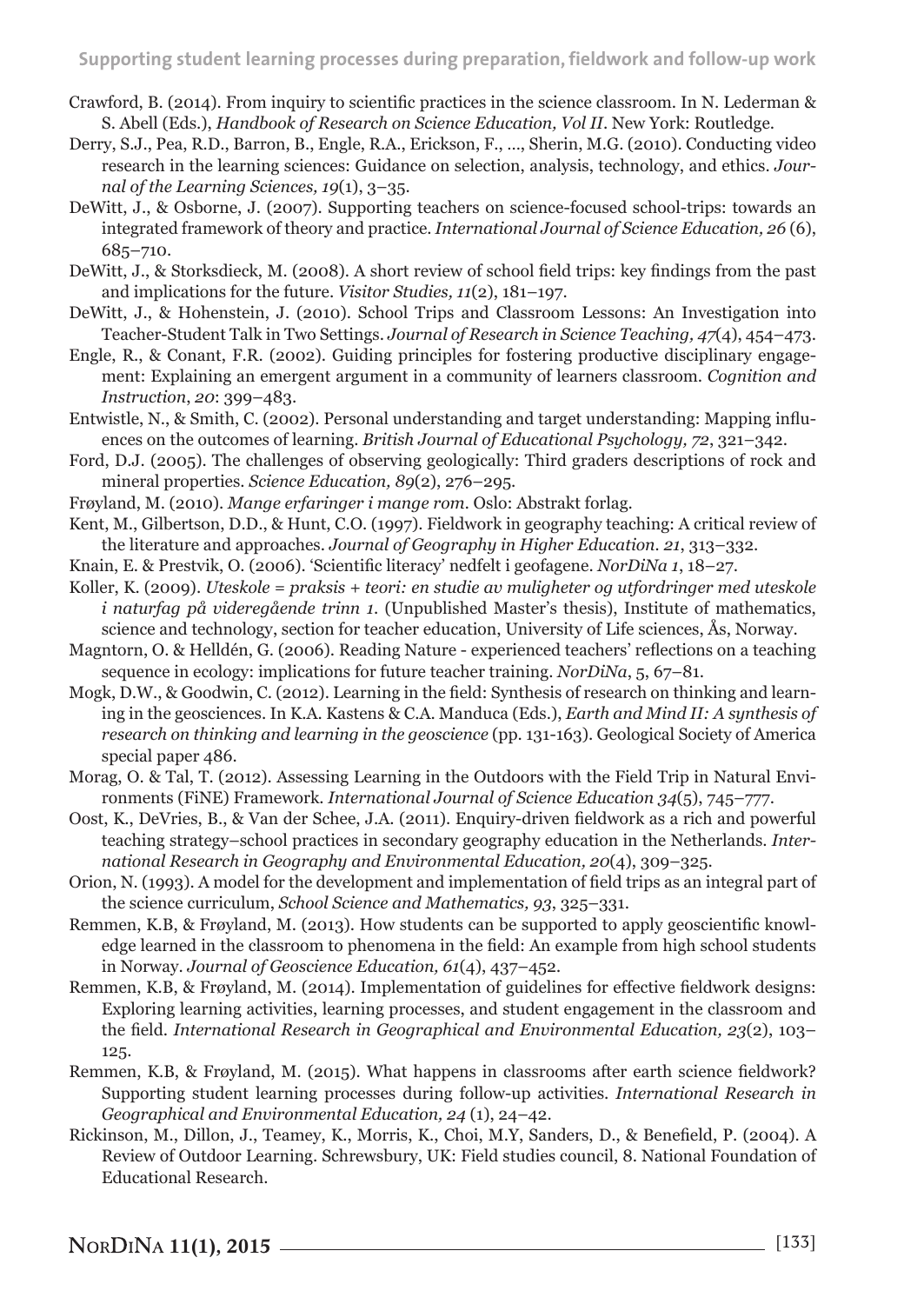Crawford, B. (2014). From inquiry to scientific practices in the science classroom. In N. Lederman & S. Abell (Eds.), *Handbook of Research on Science Education, Vol II*. New York: Routledge.

Derry, S.J., Pea, R.D., Barron, B., Engle, R.A., Erickson, F., ..., Sherin, M.G. (2010). Conducting video research in the learning sciences: Guidance on selection, analysis, technology, and ethics. *Journal of the Learning Sciences, 19*(1), 3–35.

DeWitt, J., & Osborne, J. (2007). Supporting teachers on science-focused school-trips: towards an integrated framework of theory and practice. *International Journal of Science Education, 26* (6), 685–710.

DeWitt, J., & Storksdieck, M. (2008). A short review of school field trips: key findings from the past and implications for the future. *Visitor Studies, 11*(2), 181–197.

DeWitt, J., & Hohenstein, J. (2010). School Trips and Classroom Lessons: An Investigation into Teacher-Student Talk in Two Settings. *Journal of Research in Science Teaching, 47*(4), 454–473.

Engle, R., & Conant, F.R. (2002). Guiding principles for fostering productive disciplinary engagement: Explaining an emergent argument in a community of learners classroom. *Cognition and Instruction*, *20*: 399–483.

Entwistle, N., & Smith, C. (2002). Personal understanding and target understanding: Mapping influences on the outcomes of learning. *British Journal of Educational Psychology, 72*, 321–342.

Ford, D.J. (2005). The challenges of observing geologically: Third graders descriptions of rock and mineral properties. *Science Education, 89*(2), 276–295.

Frøyland, M. (2010). *Mange erfaringer i mange rom*. Oslo: Abstrakt forlag.

Kent, M., Gilbertson, D.D., & Hunt, C.O. (1997). Fieldwork in geography teaching: A critical review of the literature and approaches. *Journal of Geography in Higher Education*. *21*, 313–332.

Knain, E. & Prestvik, O. (2006). 'Scientific literacy' nedfelt i geofagene. *NorDiNa 1*, 18–27.

Koller, K. (2009). *Uteskole = praksis + teori: en studie av muligheter og utfordringer med uteskole i naturfag på videregående trinn 1*. (Unpublished Master's thesis), Institute of mathematics, science and technology, section for teacher education, University of Life sciences, Ås, Norway.

Magntorn, O. & Helldén, G. (2006). Reading Nature - experienced teachers' reflections on a teaching sequence in ecology: implications for future teacher training. *NorDiNa*, 5, 67–81.

Mogk, D.W., & Goodwin, C. (2012). Learning in the field: Synthesis of research on thinking and learning in the geosciences. In K.A. Kastens & C.A. Manduca (Eds.), *Earth and Mind II: A synthesis of research on thinking and learning in the geoscience* (pp. 131-163). Geological Society of America special paper 486.

Morag, O. & Tal, T. (2012). Assessing Learning in the Outdoors with the Field Trip in Natural Environments (FiNE) Framework. *International Journal of Science Education 34*(5), 745–777.

Oost, K., DeVries, B., & Van der Schee, J.A. (2011). Enquiry-driven fieldwork as a rich and powerful teaching strategy–school practices in secondary geography education in the Netherlands. *International Research in Geography and Environmental Education, 20*(4), 309–325.

Orion, N. (1993). A model for the development and implementation of field trips as an integral part of the science curriculum, *School Science and Mathematics, 93*, 325–331.

Remmen, K.B, & Frøyland, M. (2013). How students can be supported to apply geoscientific knowledge learned in the classroom to phenomena in the field: An example from high school students in Norway. *Journal of Geoscience Education, 61*(4), 437–452.

Remmen, K.B, & Frøyland, M. (2014). Implementation of guidelines for effective fieldwork designs: Exploring learning activities, learning processes, and student engagement in the classroom and the field. *International Research in Geographical and Environmental Education, 23*(2), 103–125.

Remmen, K.B, & Frøyland, M. (2015). What happens in classrooms after earth science fieldwork? Supporting student learning processes during follow-up activities. *International Research in Geographical and Environmental Education, 24* (1), 24–42.

Rickinson, M., Dillon, J., Teamey, K., Morris, K., Choi, M.Y, Sanders, D., & Benefield, P. (2004). A Review of Outdoor Learning. Schrewsbury, UK: Field studies council, 8. National Foundation of Educational Research.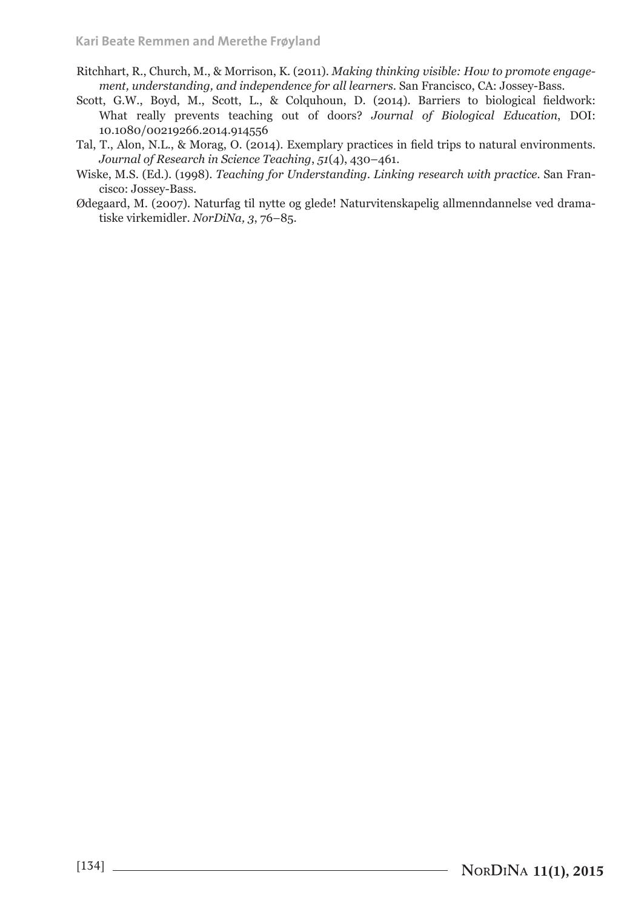Ritchhart, R., Church, M., & Morrison, K. (2011). *Making thinking visible: How to promote engagement, understanding, and independence for all learners*. San Francisco, CA: Jossey-Bass.

Scott, G.W., Boyd, M., Scott, L., & Colquhoun, D. (2014). Barriers to biological fieldwork: What really prevents teaching out of doors? *Journal of Biological Education*, DOI: 10.1080/00219266.2014.914556

Tal, T., Alon, N.L., & Morag, O. (2014). Exemplary practices in field trips to natural environments. *Journal of Research in Science Teaching*, *51*(4), 430–461.

Wiske, M.S. (Ed.). (1998). *Teaching for Understanding. Linking research with practice*. San Francisco: Jossey-Bass.

Ødegaard, M. (2007). Naturfag til nytte og glede! Naturvitenskapelig allmenndannelse ved dramatiske virkemidler. *NorDiNa, 3*, 76–85.